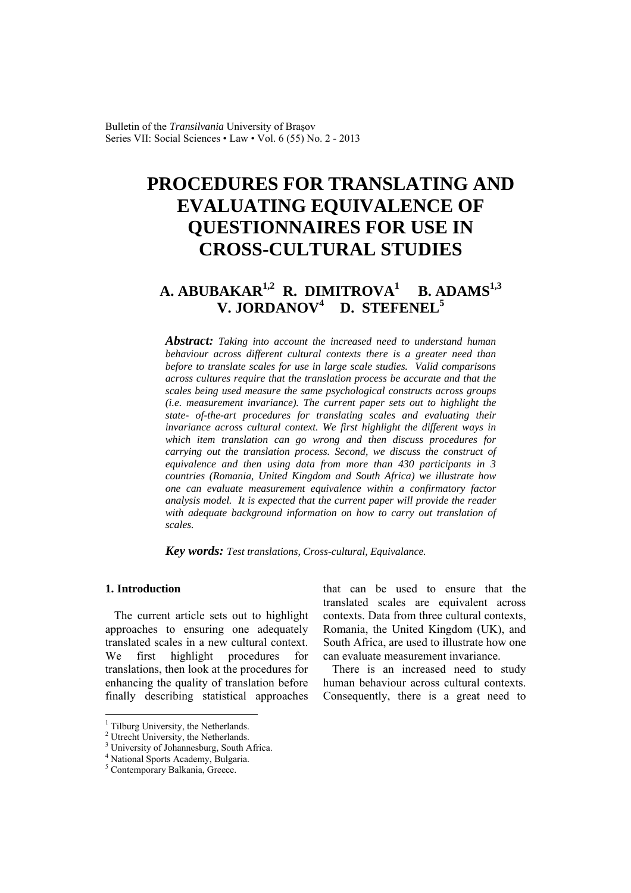# PROCEDURES FOR TRANSLATING AND EVALUATING EQUIVALENCE OF QUESTIONNAIRES FOR USE IN CROSS-CULTURAL STUDIES

**A. ABUBAKAR[1,2] R. DIMITROVA[1] B. ADAMS[1,3] V. JORDANOV[4] D. STEFENEL[5]**

***Abstract:*** *Taking into account the increased need to understand human behaviour across different cultural contexts there is a greater need than before to translate scales for use in large scale studies. Valid comparisons across cultures require that the translation process be accurate and that the scales being used measure the same psychological constructs across groups (i.e. measurement invariance). The current paper sets out to highlight the state- of-the-art procedures for translating scales and evaluating their invariance across cultural context. We first highlight the different ways in which item translation can go wrong and then discuss procedures for carrying out the translation process. Second, we discuss the construct of equivalence and then using data from more than 430 participants in 3 countries (Romania, United Kingdom and South Africa) we illustrate how one can evaluate measurement equivalence within a confirmatory factor analysis model. It is expected that the current paper will provide the reader with adequate background information on how to carry out translation of scales.*

***Key words:*** *Test translations, Cross-cultural, Equivalance.*

## 1. Introduction

The current article sets out to highlight approaches to ensuring one adequately translated scales in a new cultural context. We first highlight procedures for translations, then look at the procedures for enhancing the quality of translation before finally describing statistical approaches that can be used to ensure that the translated scales are equivalent across contexts. Data from three cultural contexts, Romania, the United Kingdom (UK), and South Africa, are used to illustrate how one can evaluate measurement invariance.

There is an increased need to study human behaviour across cultural contexts. Consequently, there is a great need to

[1] Tilburg University, the Netherlands.
[2] Utrecht University, the Netherlands.
[3] University of Johannesburg, South Africa.
[4] National Sports Academy, Bulgaria.
[5] Contemporary Balkania, Greece.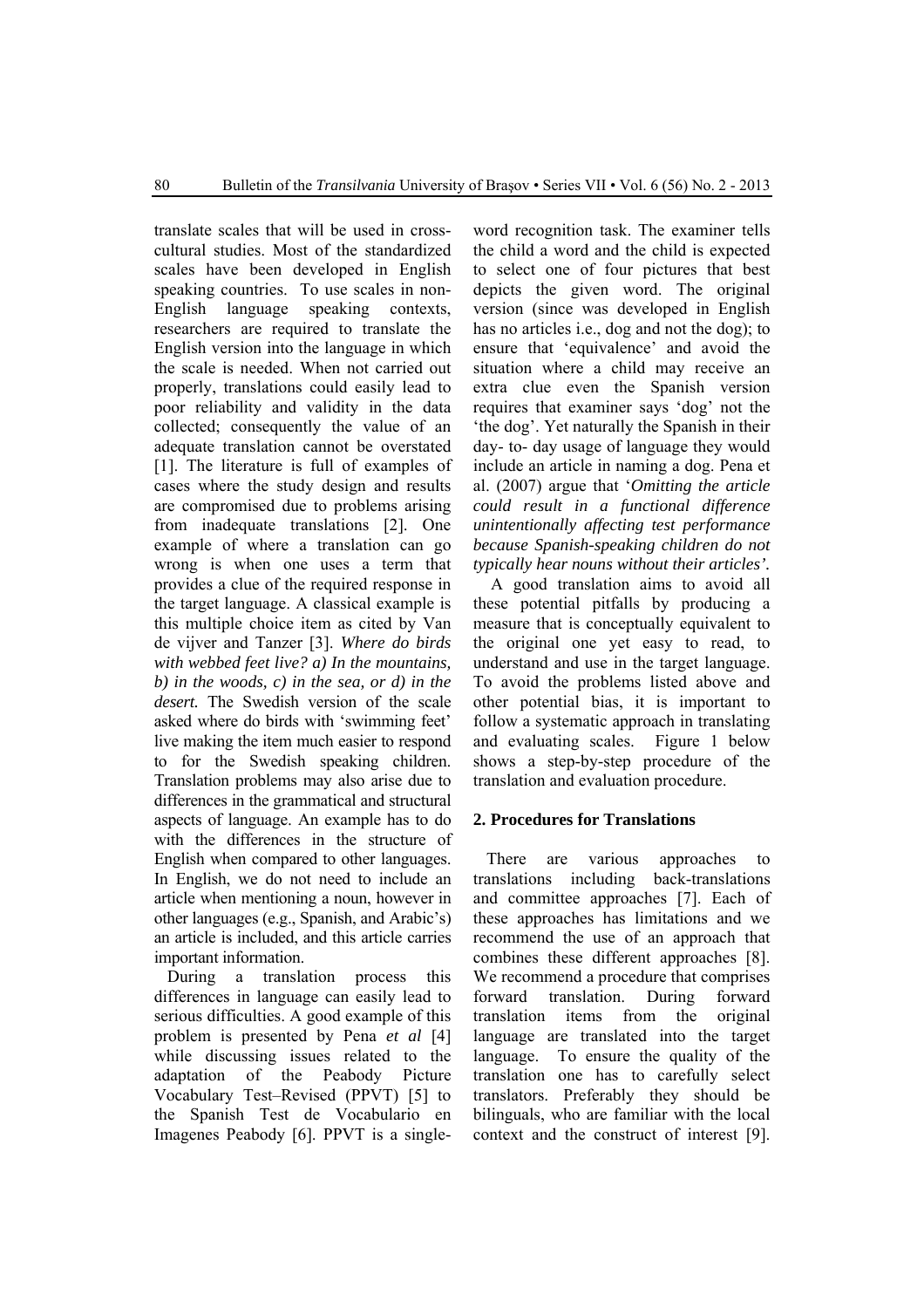translate scales that will be used in cross-cultural studies. Most of the standardized scales have been developed in English speaking countries. To use scales in non-English language speaking contexts, researchers are required to translate the English version into the language in which the scale is needed. When not carried out properly, translations could easily lead to poor reliability and validity in the data collected; consequently the value of an adequate translation cannot be overstated [1]. The literature is full of examples of cases where the study design and results are compromised due to problems arising from inadequate translations [2]. One example of where a translation can go wrong is when one uses a term that provides a clue of the required response in the target language. A classical example is this multiple choice item as cited by Van de vijver and Tanzer [3]. *Where do birds with webbed feet live? a) In the mountains, b) in the woods, c) in the sea, or d) in the desert.* The Swedish version of the scale asked where do birds with 'swimming feet' live making the item much easier to respond to for the Swedish speaking children. Translation problems may also arise due to differences in the grammatical and structural aspects of language. An example has to do with the differences in the structure of English when compared to other languages. In English, we do not need to include an article when mentioning a noun, however in other languages (e.g., Spanish, and Arabic's) an article is included, and this article carries important information.

During a translation process this differences in language can easily lead to serious difficulties. A good example of this problem is presented by Pena *et al* [4] while discussing issues related to the adaptation of the Peabody Picture Vocabulary Test–Revised (PPVT) [5] to the Spanish Test de Vocabulario en Imagenes Peabody [6]. PPVT is a single-word recognition task. The examiner tells the child a word and the child is expected to select one of four pictures that best depicts the given word. The original version (since was developed in English has no articles i.e., dog and not the dog); to ensure that 'equivalence' and avoid the situation where a child may receive an extra clue even the Spanish version requires that examiner says 'dog' not the 'the dog'. Yet naturally the Spanish in their day- to- day usage of language they would include an article in naming a dog. Pena et al. (2007) argue that '*Omitting the article could result in a functional difference unintentionally affecting test performance because Spanish-speaking children do not typically hear nouns without their articles'.*

A good translation aims to avoid all these potential pitfalls by producing a measure that is conceptually equivalent to the original one yet easy to read, to understand and use in the target language. To avoid the problems listed above and other potential bias, it is important to follow a systematic approach in translating and evaluating scales. Figure 1 below shows a step-by-step procedure of the translation and evaluation procedure.

## 2. Procedures for Translations

There are various approaches to translations including back-translations and committee approaches [7]. Each of these approaches has limitations and we recommend the use of an approach that combines these different approaches [8]. We recommend a procedure that comprises forward translation. During forward translation items from the original language are translated into the target language. To ensure the quality of the translation one has to carefully select translators. Preferably they should be bilinguals, who are familiar with the local context and the construct of interest [9].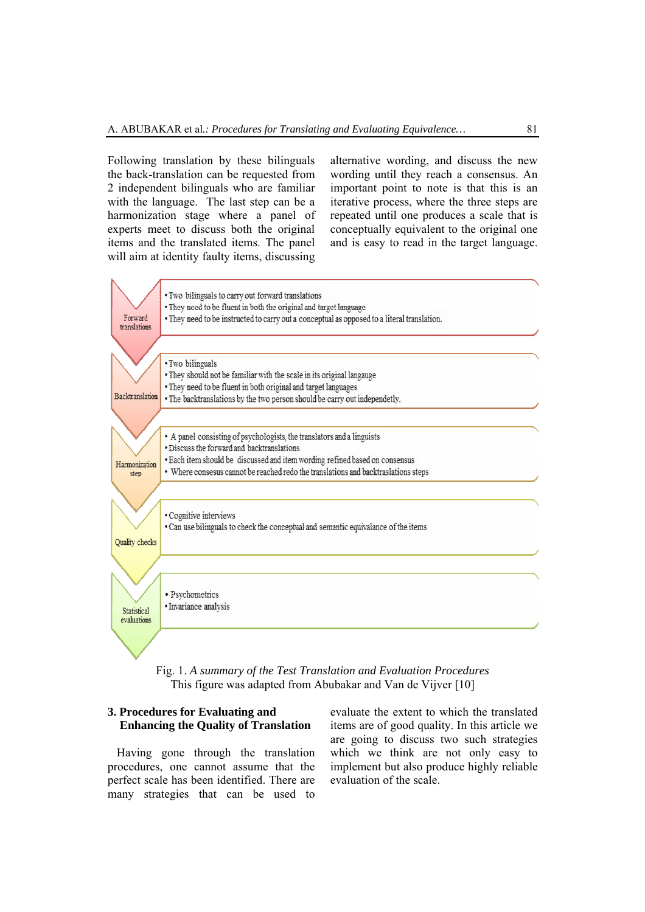Following translation by these bilinguals the back-translation can be requested from 2 independent bilinguals who are familiar with the language. The last step can be a harmonization stage where a panel of experts meet to discuss both the original items and the translated items. The panel will aim at identity faulty items, discussing alternative wording, and discuss the new wording until they reach a consensus. An important point to note is that this is an iterative process, where the three steps are repeated until one produces a scale that is conceptually equivalent to the original one and is easy to read in the target language.

**Forward translations**
- Two bilinguals to carry out forward translations
- They need to be fluent in both the original and target language
- They need to be instructed to carry out a conceptual as opposed to a literal translation.

**Backtranslation**
- Two bilinguals
- They should not be familiar with the scale in its original langauge
- They need to be fluent in both original and target languages
- The backtranslations by the two person should be carry out independetly.

**Harmonization step**
- A panel consisting of psychologists, the translators and a linguists
- Discuss the forward and backtranslations
- Each item should be discussed and item wording refined based on consensus
- Where consesus cannot be reached redo the translations and backtraslations steps

**Quality checks**
- Cognitive interviews
- Can use bilinguals to check the conceptual and semantic equivalance of the items

**Statistical evaluations**
- Psychometrics
- Invariance analysis

Fig. 1. *A summary of the Test Translation and Evaluation Procedures*
This figure was adapted from Abubakar and Van de Vijver [10]

## 3. Procedures for Evaluating and Enhancing the Quality of Translation

Having gone through the translation procedures, one cannot assume that the perfect scale has been identified. There are many strategies that can be used to evaluate the extent to which the translated items are of good quality. In this article we are going to discuss two such strategies which we think are not only easy to implement but also produce highly reliable evaluation of the scale.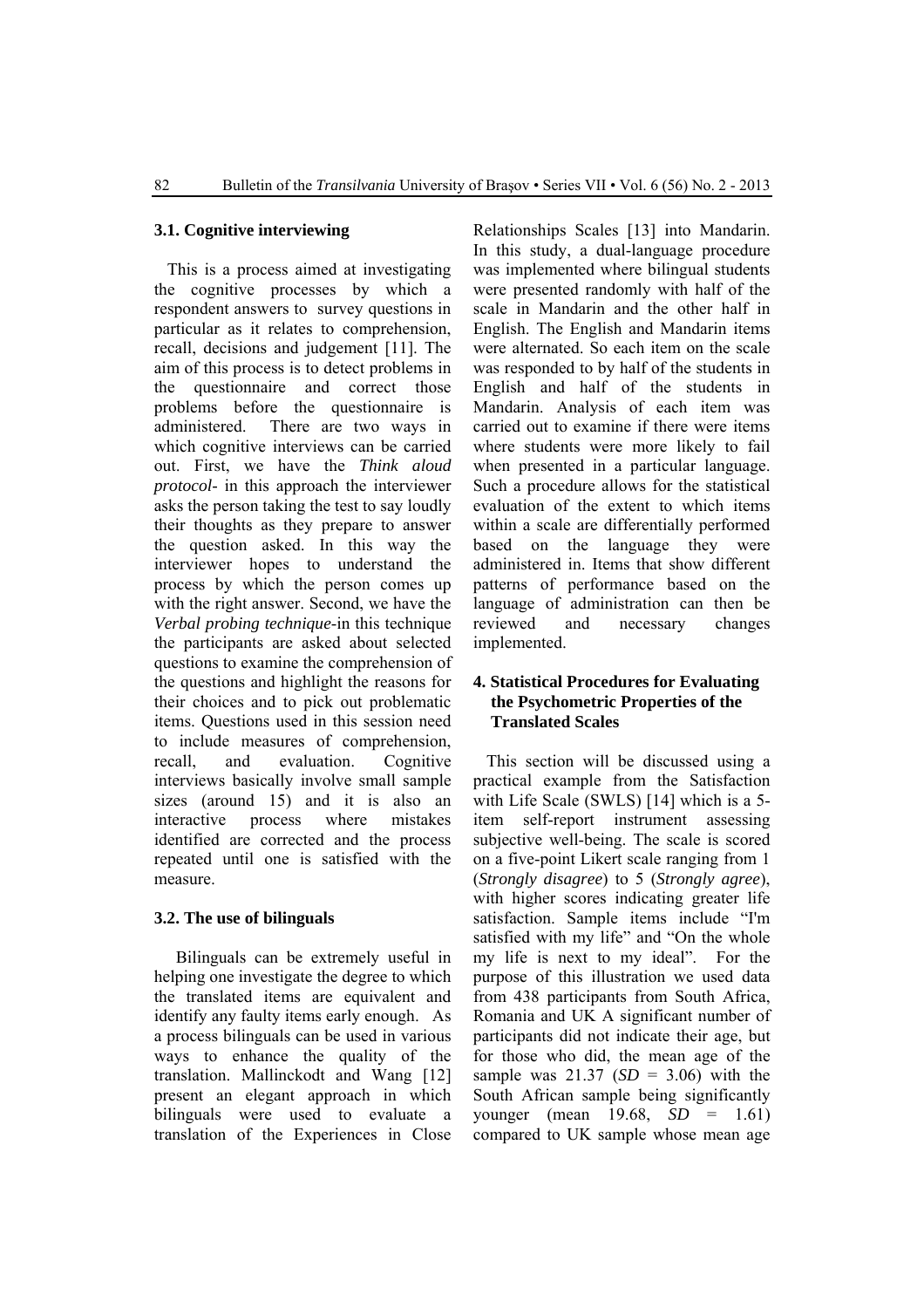### 3.1. Cognitive interviewing

This is a process aimed at investigating the cognitive processes by which a respondent answers to survey questions in particular as it relates to comprehension, recall, decisions and judgement [11]. The aim of this process is to detect problems in the questionnaire and correct those problems before the questionnaire is administered. There are two ways in which cognitive interviews can be carried out. First, we have the *Think aloud protocol*- in this approach the interviewer asks the person taking the test to say loudly their thoughts as they prepare to answer the question asked. In this way the interviewer hopes to understand the process by which the person comes up with the right answer. Second, we have the *Verbal probing technique*-in this technique the participants are asked about selected questions to examine the comprehension of the questions and highlight the reasons for their choices and to pick out problematic items. Questions used in this session need to include measures of comprehension, recall, and evaluation. Cognitive interviews basically involve small sample sizes (around 15) and it is also an interactive process where mistakes identified are corrected and the process repeated until one is satisfied with the measure.

### 3.2. The use of bilinguals

Bilinguals can be extremely useful in helping one investigate the degree to which the translated items are equivalent and identify any faulty items early enough. As a process bilinguals can be used in various ways to enhance the quality of the translation. Mallinckodt and Wang [12] present an elegant approach in which bilinguals were used to evaluate a translation of the Experiences in Close Relationships Scales [13] into Mandarin. In this study, a dual-language procedure was implemented where bilingual students were presented randomly with half of the scale in Mandarin and the other half in English. The English and Mandarin items were alternated. So each item on the scale was responded to by half of the students in English and half of the students in Mandarin. Analysis of each item was carried out to examine if there were items where students were more likely to fail when presented in a particular language. Such a procedure allows for the statistical evaluation of the extent to which items within a scale are differentially performed based on the language they were administered in. Items that show different patterns of performance based on the language of administration can then be reviewed and necessary changes implemented.

## 4. Statistical Procedures for Evaluating the Psychometric Properties of the Translated Scales

This section will be discussed using a practical example from the Satisfaction with Life Scale (SWLS) [14] which is a 5-item self-report instrument assessing subjective well-being. The scale is scored on a five-point Likert scale ranging from 1 (*Strongly disagree*) to 5 (*Strongly agree*), with higher scores indicating greater life satisfaction. Sample items include "I'm satisfied with my life" and "On the whole my life is next to my ideal". For the purpose of this illustration we used data from 438 participants from South Africa, Romania and UK A significant number of participants did not indicate their age, but for those who did, the mean age of the sample was 21.37 (*SD* = 3.06) with the South African sample being significantly younger (mean 19.68, *SD* = 1.61) compared to UK sample whose mean age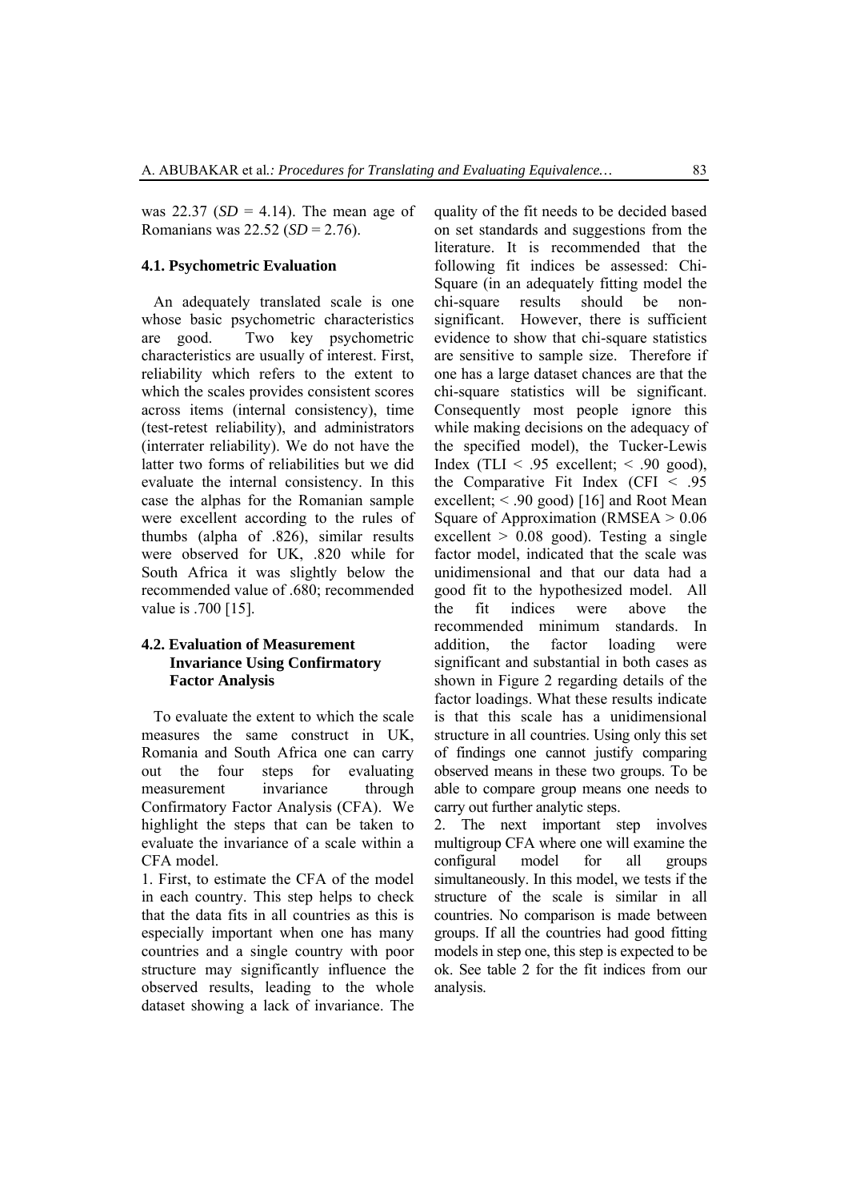was 22.37 (*SD* = 4.14). The mean age of Romanians was 22.52 (*SD* = 2.76).

### 4.1. Psychometric Evaluation

An adequately translated scale is one whose basic psychometric characteristics are good. Two key psychometric characteristics are usually of interest. First, reliability which refers to the extent to which the scales provides consistent scores across items (internal consistency), time (test-retest reliability), and administrators (interrater reliability). We do not have the latter two forms of reliabilities but we did evaluate the internal consistency. In this case the alphas for the Romanian sample were excellent according to the rules of thumbs (alpha of .826), similar results were observed for UK, .820 while for South Africa it was slightly below the recommended value of .680; recommended value is .700 [15].

### 4.2. Evaluation of Measurement Invariance Using Confirmatory Factor Analysis

To evaluate the extent to which the scale measures the same construct in UK, Romania and South Africa one can carry out the four steps for evaluating measurement invariance through Confirmatory Factor Analysis (CFA). We highlight the steps that can be taken to evaluate the invariance of a scale within a CFA model.

1. First, to estimate the CFA of the model in each country. This step helps to check that the data fits in all countries as this is especially important when one has many countries and a single country with poor structure may significantly influence the observed results, leading to the whole dataset showing a lack of invariance. The quality of the fit needs to be decided based on set standards and suggestions from the literature. It is recommended that the following fit indices be assessed: Chi-Square (in an adequately fitting model the chi-square results should be non-significant. However, there is sufficient evidence to show that chi-square statistics are sensitive to sample size. Therefore if one has a large dataset chances are that the chi-square statistics will be significant. Consequently most people ignore this while making decisions on the adequacy of the specified model), the Tucker-Lewis Index (TLI < .95 excellent; < .90 good), the Comparative Fit Index (CFI < .95 excellent; < .90 good) [16] and Root Mean Square of Approximation (RMSEA > 0.06 excellent > 0.08 good). Testing a single factor model, indicated that the scale was unidimensional and that our data had a good fit to the hypothesized model. All the fit indices were above the recommended minimum standards. In addition, the factor loading were significant and substantial in both cases as shown in Figure 2 regarding details of the factor loadings. What these results indicate is that this scale has a unidimensional structure in all countries. Using only this set of findings one cannot justify comparing observed means in these two groups. To be able to compare group means one needs to carry out further analytic steps.

2. The next important step involves multigroup CFA where one will examine the configural model for all groups simultaneously. In this model, we tests if the structure of the scale is similar in all countries. No comparison is made between groups. If all the countries had good fitting models in step one, this step is expected to be ok. See table 2 for the fit indices from our analysis.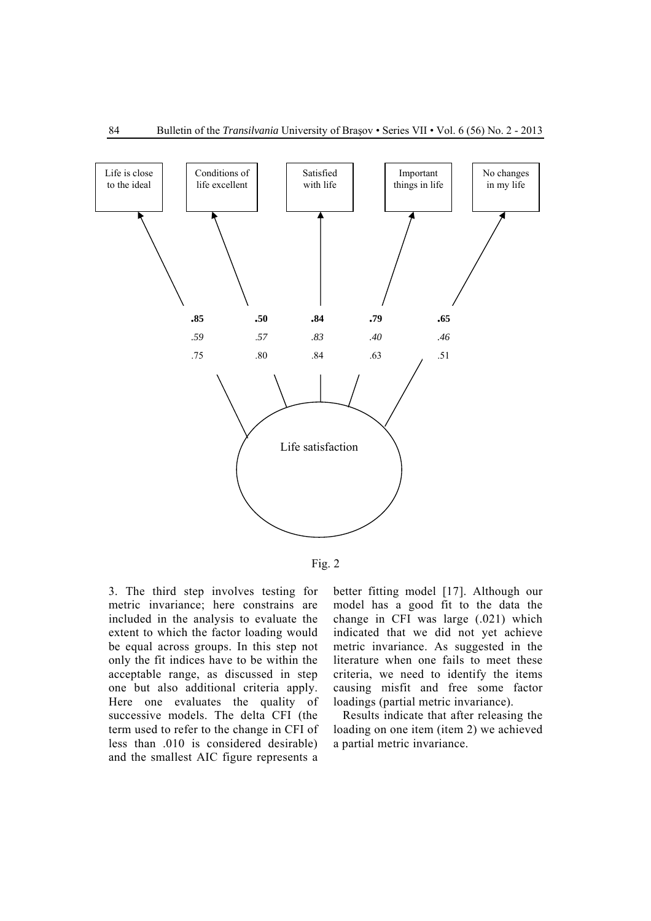| Life is close to the ideal | Conditions of life excellent | Satisfied with life | Important things in life | No changes in my life |
|---|---|---|---|---|
| **.85** | **.50** | **.84** | **.79** | **.65** |
| *.59* | *.57* | *.83* | *.40* | *.46* |
| .75 | .80 | .84 | .63 | .51 |

Life satisfaction

Fig. 2

3. The third step involves testing for metric invariance; here constrains are included in the analysis to evaluate the extent to which the factor loading would be equal across groups. In this step not only the fit indices have to be within the acceptable range, as discussed in step one but also additional criteria apply. Here one evaluates the quality of successive models. The delta CFI (the term used to refer to the change in CFI of less than .010 is considered desirable) and the smallest AIC figure represents a better fitting model [17]. Although our model has a good fit to the data the change in CFI was large (.021) which indicated that we did not yet achieve metric invariance. As suggested in the literature when one fails to meet these criteria, we need to identify the items causing misfit and free some factor loadings (partial metric invariance).

Results indicate that after releasing the loading on one item (item 2) we achieved a partial metric invariance.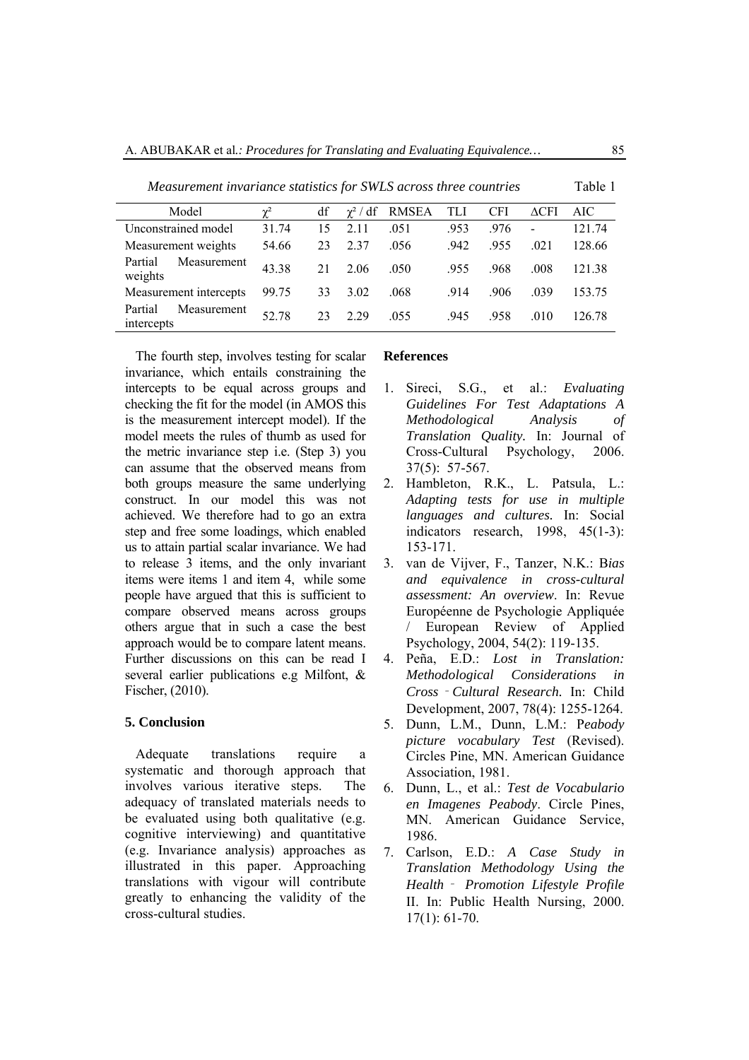*Measurement invariance statistics for SWLS across three countries* Table 1

| Model | $\chi^2$ | df | $\chi^2$ / df | RMSEA | TLI | CFI | ΔCFI | AIC |
|---|---|---|---|---|---|---|---|---|
| Unconstrained model | 31.74 | 15 | 2.11 | .051 | .953 | .976 | - | 121.74 |
| Measurement weights | 54.66 | 23 | 2.37 | .056 | .942 | .955 | .021 | 128.66 |
| Partial Measurement weights | 43.38 | 21 | 2.06 | .050 | .955 | .968 | .008 | 121.38 |
| Measurement intercepts | 99.75 | 33 | 3.02 | .068 | .914 | .906 | .039 | 153.75 |
| Partial Measurement intercepts | 52.78 | 23 | 2.29 | .055 | .945 | .958 | .010 | 126.78 |

The fourth step, involves testing for scalar invariance, which entails constraining the intercepts to be equal across groups and checking the fit for the model (in AMOS this is the measurement intercept model). If the model meets the rules of thumb as used for the metric invariance step i.e. (Step 3) you can assume that the observed means from both groups measure the same underlying construct. In our model this was not achieved. We therefore had to go an extra step and free some loadings, which enabled us to attain partial scalar invariance. We had to release 3 items, and the only invariant items were items 1 and item 4, while some people have argued that this is sufficient to compare observed means across groups others argue that in such a case the best approach would be to compare latent means. Further discussions on this can be read I several earlier publications e.g Milfont, & Fischer, (2010).

## 5. Conclusion

Adequate translations require a systematic and thorough approach that involves various iterative steps. The adequacy of translated materials needs to be evaluated using both qualitative (e.g. cognitive interviewing) and quantitative (e.g. Invariance analysis) approaches as illustrated in this paper. Approaching translations with vigour will contribute greatly to enhancing the validity of the cross-cultural studies.

## References

1. Sireci, S.G., et al.: *Evaluating Guidelines For Test Adaptations A Methodological Analysis of Translation Quality.* In: Journal of Cross-Cultural Psychology, 2006. 37(5): 57-567.
2. Hambleton, R.K., L. Patsula, L.: *Adapting tests for use in multiple languages and cultures.* In: Social indicators research, 1998, 45(1-3): 153-171.
3. van de Vijver, F., Tanzer, N.K.: B*ias and equivalence in cross-cultural assessment: An overview*. In: Revue Européenne de Psychologie Appliquée / European Review of Applied Psychology, 2004, 54(2): 119-135.
4. Peña, E.D.: *Lost in Translation: Methodological Considerations in Cross*‐*Cultural Research.* In: Child Development, 2007, 78(4): 1255-1264.
5. Dunn, L.M., Dunn, L.M.: P*eabody picture vocabulary Test* (Revised). Circles Pine, MN. American Guidance Association, 1981.
6. Dunn, L., et al.: *Test de Vocabulario en Imagenes Peabody*. Circle Pines, MN. American Guidance Service, 1986.
7. Carlson, E.D.: *A Case Study in Translation Methodology Using the Health*‐*Promotion Lifestyle Profile* II. In: Public Health Nursing, 2000. 17(1): 61-70.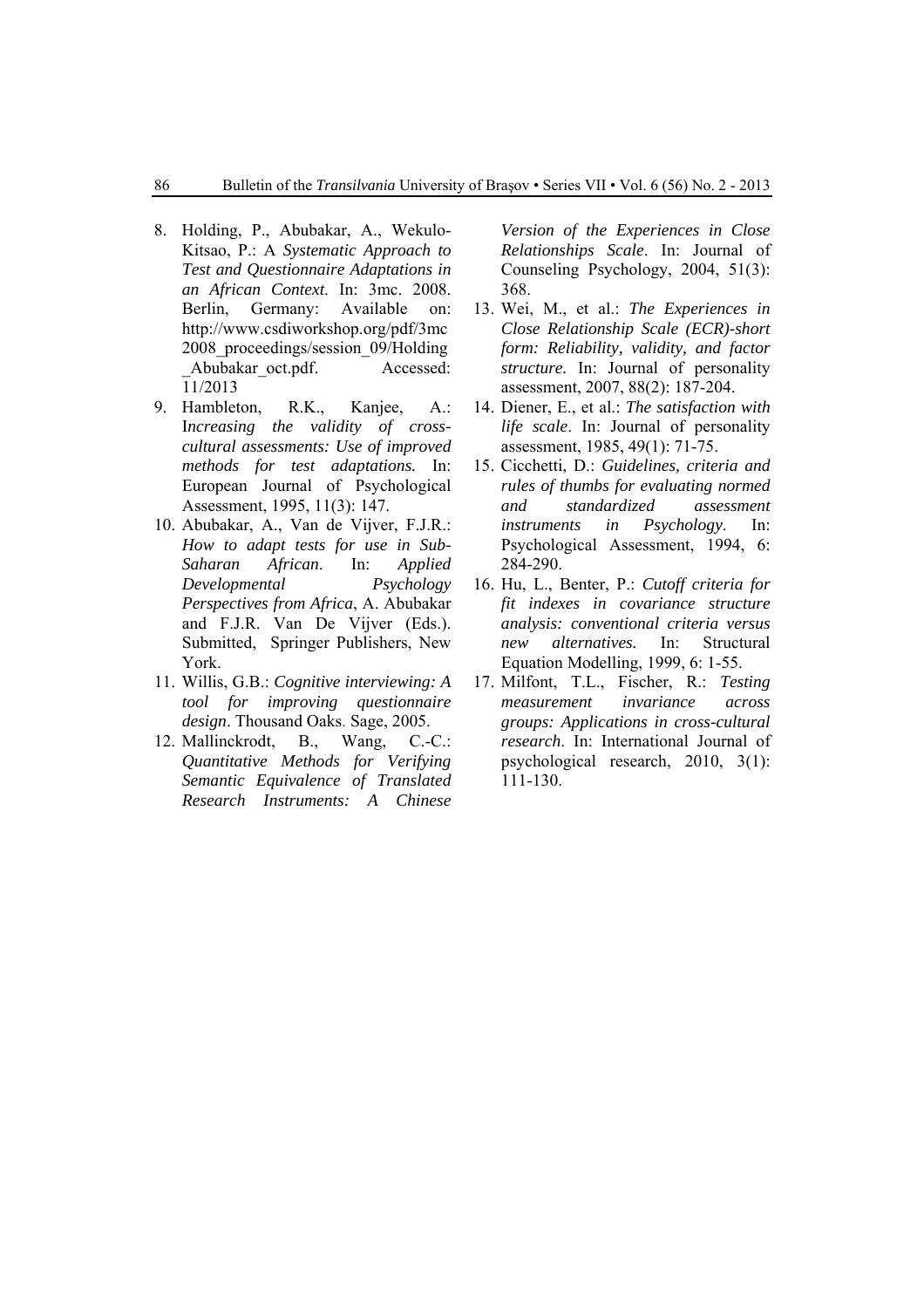8. Holding, P., Abubakar, A., Wekulo-Kitsao, P.: A *Systematic Approach to Test and Questionnaire Adaptations in an African Context*. In: 3mc. 2008. Berlin, Germany: Available on: http://www.csdiworkshop.org/pdf/3mc2008_proceedings/session_09/Holding_Abubakar_oct.pdf. Accessed: 11/2013
9. Hambleton, R.K., Kanjee, A.: I*ncreasing the validity of cross-cultural assessments: Use of improved methods for test adaptations.* In: European Journal of Psychological Assessment, 1995, 11(3): 147.
10. Abubakar, A., Van de Vijver, F.J.R.: *How to adapt tests for use in Sub-Saharan African*. In: *Applied Developmental Psychology Perspectives from Africa*, A. Abubakar and F.J.R. Van De Vijver (Eds.). Submitted, Springer Publishers, New York.
11. Willis, G.B.: *Cognitive interviewing: A tool for improving questionnaire design*. Thousand Oaks. Sage, 2005.
12. Mallinckrodt, B., Wang, C.-C.: *Quantitative Methods for Verifying Semantic Equivalence of Translated Research Instruments: A Chinese Version of the Experiences in Close Relationships Scale*. In: Journal of Counseling Psychology, 2004, 51(3): 368.
13. Wei, M., et al.: *The Experiences in Close Relationship Scale (ECR)-short form: Reliability, validity, and factor structure.* In: Journal of personality assessment, 2007, 88(2): 187-204.
14. Diener, E., et al.: *The satisfaction with life scale*. In: Journal of personality assessment, 1985, 49(1): 71-75.
15. Cicchetti, D.: *Guidelines, criteria and rules of thumbs for evaluating normed and standardized assessment instruments in Psychology*. In: Psychological Assessment, 1994, 6: 284-290.
16. Hu, L., Benter, P.: *Cutoff criteria for fit indexes in covariance structure analysis: conventional criteria versus new alternatives.* In: Structural Equation Modelling, 1999, 6: 1-55.
17. Milfont, T.L., Fischer, R.: *Testing measurement invariance across groups: Applications in cross-cultural research*. In: International Journal of psychological research, 2010, 3(1): 111-130.